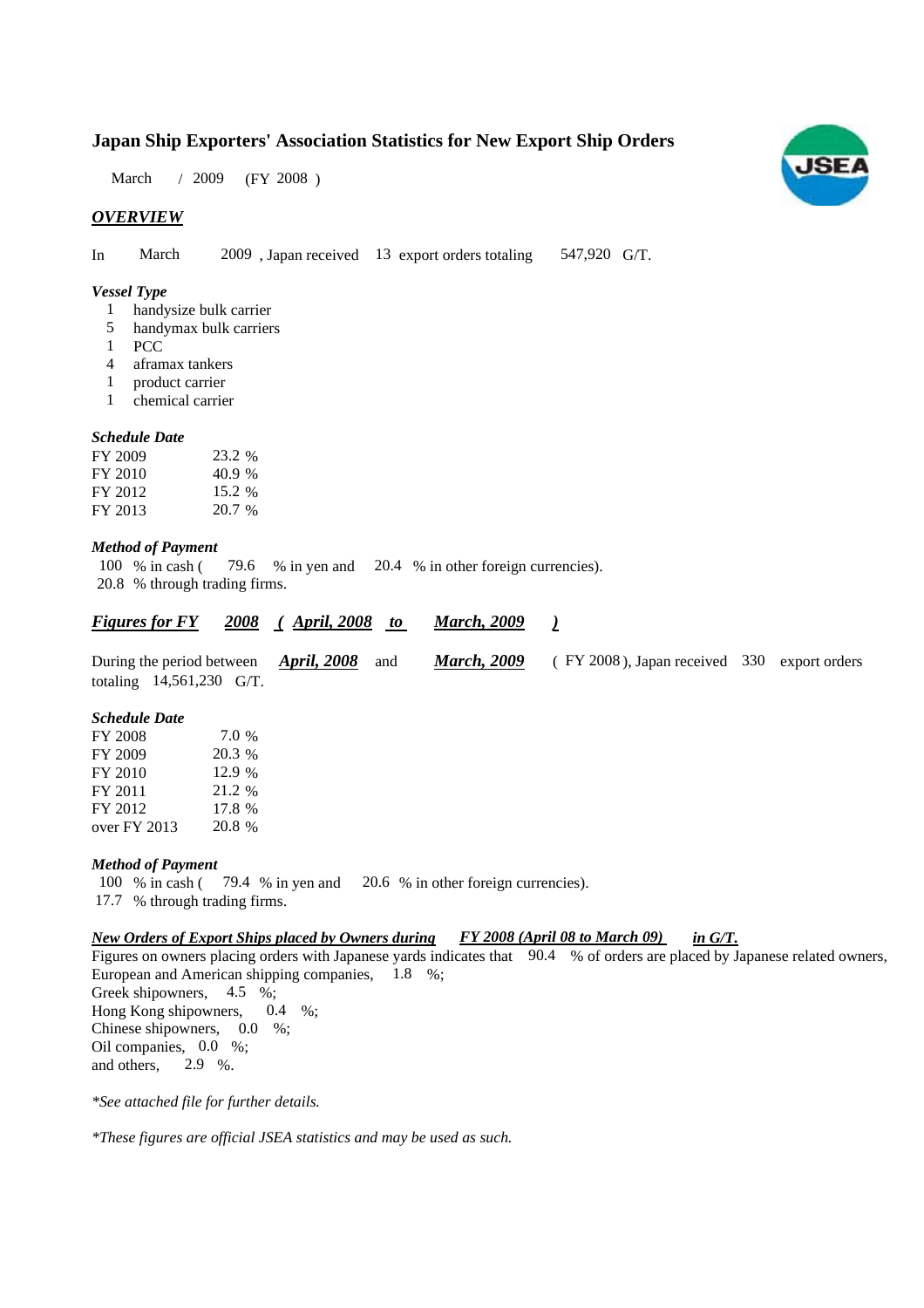# Japan Ship Exporters' Association Statistics for New Export Ship Orders

March / 2009 (FY 2008 )

## *OVERVIEW*

In March 2009 , Japan received 13 export orders totaling 547,920 G/T.

### *Vessel Type*

1 handysize bulk carrier
5 handymax bulk carriers
1 PCC
4 aframax tankers
1 product carrier
1 chemical carrier

### *Schedule Date*

| | |
|---|---|
| FY 2009 | 23.2 % |
| FY 2010 | 40.9 % |
| FY 2012 | 15.2 % |
| FY 2013 | 20.7 % |

### *Method of Payment*

100 % in cash ( 79.6 % in yen and 20.4 % in other foreign currencies).
20.8 % through trading firms.

## ***Figures for FY 2008 ( April, 2008 to March, 2009 )***

During the period between ***April, 2008*** and ***March, 2009*** ( FY 2008 ), Japan received 330 export orders totaling 14,561,230 G/T.

### *Schedule Date*

| | |
|---|---|
| FY 2008 | 7.0 % |
| FY 2009 | 20.3 % |
| FY 2010 | 12.9 % |
| FY 2011 | 21.2 % |
| FY 2012 | 17.8 % |
| over FY 2013 | 20.8 % |

### *Method of Payment*

100 % in cash ( 79.4 % in yen and 20.6 % in other foreign currencies).
17.7 % through trading firms.

### ***New Orders of Export Ships placed by Owners during FY 2008 (April 08 to March 09) in G/T.***

Figures on owners placing orders with Japanese yards indicates that 90.4 % of orders are placed by Japanese related owners,
European and American shipping companies, 1.8 %;
Greek shipowners, 4.5 %;
Hong Kong shipowners, 0.4 %;
Chinese shipowners, 0.0 %;
Oil companies, 0.0 %;
and others, 2.9 %.

*\*See attached file for further details.*

*\*These figures are official JSEA statistics and may be used as such.*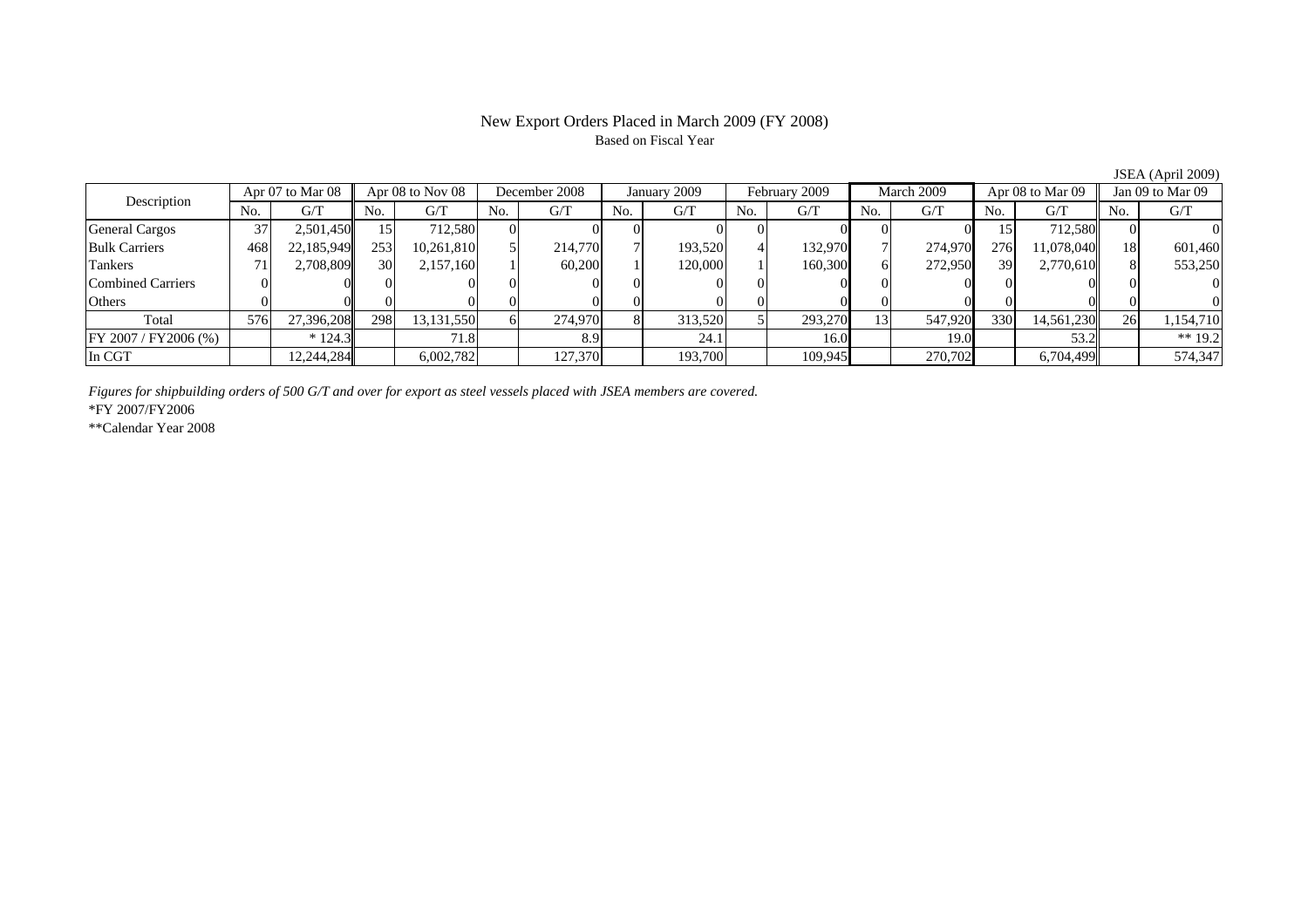# New Export Orders Placed in March 2009 (FY 2008)

Based on Fiscal Year

JSEA (April 2009)

| Description | Apr 07 to Mar 08 | | Apr 08 to Nov 08 | | December 2008 | | January 2009 | | February 2009 | | March 2009 | | Apr 08 to Mar 09 | | Jan 09 to Mar 09 | |
|---|---|---|---|---|---|---|---|---|---|---|---|---|---|---|---|---|
| | No. | G/T | No. | G/T | No. | G/T | No. | G/T | No. | G/T | No. | G/T | No. | G/T | No. | G/T |
| General Cargos | 37 | 2,501,450 | 15 | 712,580 | 0 | 0 | 0 | 0 | 0 | 0 | 0 | 0 | 15 | 712,580 | 0 | 0 |
| Bulk Carriers | 468 | 22,185,949 | 253 | 10,261,810 | 5 | 214,770 | 7 | 193,520 | 4 | 132,970 | 7 | 274,970 | 276 | 11,078,040 | 18 | 601,460 |
| Tankers | 71 | 2,708,809 | 30 | 2,157,160 | 1 | 60,200 | 1 | 120,000 | 1 | 160,300 | 6 | 272,950 | 39 | 2,770,610 | 8 | 553,250 |
| Combined Carriers | 0 | 0 | 0 | 0 | 0 | 0 | 0 | 0 | 0 | 0 | 0 | 0 | 0 | 0 | 0 | 0 |
| Others | 0 | 0 | 0 | 0 | 0 | 0 | 0 | 0 | 0 | 0 | 0 | 0 | 0 | 0 | 0 | 0 |
| Total | 576 | 27,396,208 | 298 | 13,131,550 | 6 | 274,970 | 8 | 313,520 | 5 | 293,270 | 13 | 547,920 | 330 | 14,561,230 | 26 | 1,154,710 |
| FY 2007 / FY2006 (%) | | * 124.3 | | 71.8 | | 8.9 | | 24.1 | | 16.0 | | 19.0 | | 53.2 | | ** 19.2 |
| In CGT | | 12,244,284 | | 6,002,782 | | 127,370 | | 193,700 | | 109,945 | | 270,702 | | 6,704,499 | | 574,347 |

*Figures for shipbuilding orders of 500 G/T and over for export as steel vessels placed with JSEA members are covered.*

*FY 2007/FY2006

**Calendar Year 2008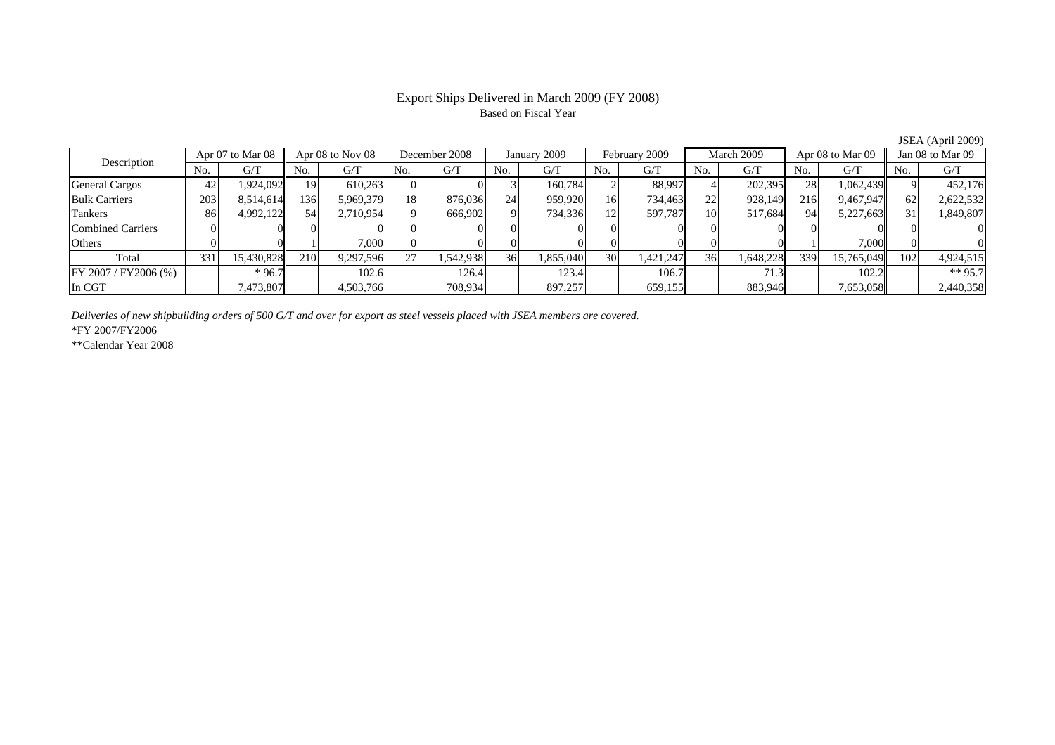# Export Ships Delivered in March 2009 (FY 2008)

Based on Fiscal Year

JSEA (April 2009)

| Description | Apr 07 to Mar 08 | | Apr 08 to Nov 08 | | December 2008 | | January 2009 | | February 2009 | | March 2009 | | Apr 08 to Mar 09 | | Jan 08 to Mar 09 | |
|---|---|---|---|---|---|---|---|---|---|---|---|---|---|---|---|---|
| | No. | G/T | No. | G/T | No. | G/T | No. | G/T | No. | G/T | No. | G/T | No. | G/T | No. | G/T |
| General Cargos | 42 | 1,924,092 | 19 | 610,263 | 0 | 0 | 3 | 160,784 | 2 | 88,997 | 4 | 202,395 | 28 | 1,062,439 | 9 | 452,176 |
| Bulk Carriers | 203 | 8,514,614 | 136 | 5,969,379 | 18 | 876,036 | 24 | 959,920 | 16 | 734,463 | 22 | 928,149 | 216 | 9,467,947 | 62 | 2,622,532 |
| Tankers | 86 | 4,992,122 | 54 | 2,710,954 | 9 | 666,902 | 9 | 734,336 | 12 | 597,787 | 10 | 517,684 | 94 | 5,227,663 | 31 | 1,849,807 |
| Combined Carriers | 0 | 0 | 0 | 0 | 0 | 0 | 0 | 0 | 0 | 0 | 0 | 0 | 0 | 0 | 0 | 0 |
| Others | 0 | 0 | 1 | 7,000 | 0 | 0 | 0 | 0 | 0 | 0 | 0 | 0 | 1 | 7,000 | 0 | 0 |
| Total | 331 | 15,430,828 | 210 | 9,297,596 | 27 | 1,542,938 | 36 | 1,855,040 | 30 | 1,421,247 | 36 | 1,648,228 | 339 | 15,765,049 | 102 | 4,924,515 |
| FY 2007 / FY2006 (%) | | * 96.7 | | 102.6 | | 126.4 | | 123.4 | | 106.7 | | 71.3 | | 102.2 | | ** 95.7 |
| In CGT | | 7,473,807 | | 4,503,766 | | 708,934 | | 897,257 | | 659,155 | | 883,946 | | 7,653,058 | | 2,440,358 |

*Deliveries of new shipbuilding orders of 500 G/T and over for export as steel vessels placed with JSEA members are covered.*

*FY 2007/FY2006

**Calendar Year 2008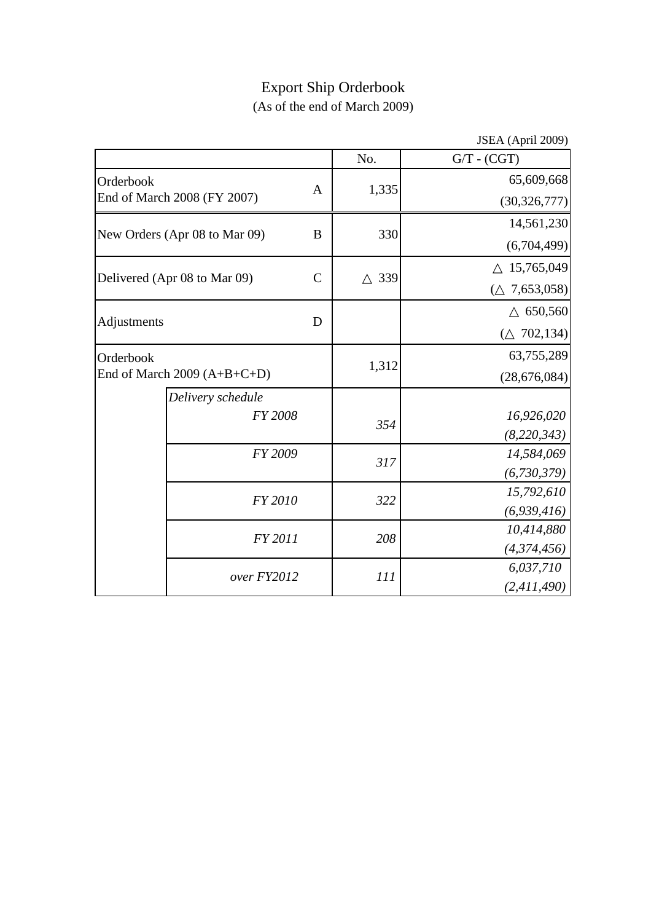# Export Ship Orderbook

(As of the end of March 2009)

JSEA (April 2009)

| | | No. | G/T - (CGT) |
|---|---|---|---|
| Orderbook<br>End of March 2008 (FY 2007) | A | 1,335 | 65,609,668<br>(30,326,777) |
| New Orders (Apr 08 to Mar 09) | B | 330 | 14,561,230<br>(6,704,499) |
| Delivered (Apr 08 to Mar 09) | C | △ 339 | △ 15,765,049<br>(△ 7,653,058) |
| Adjustments | D | | △ 650,560<br>(△ 702,134) |
| Orderbook<br>End of March 2009 (A+B+C+D) | | 1,312 | 63,755,289<br>(28,676,084) |
| | *Delivery schedule*<br>*FY 2008* | *354* | *16,926,020*<br>*(8,220,343)* |
| | *FY 2009* | *317* | *14,584,069*<br>*(6,730,379)* |
| | *FY 2010* | *322* | *15,792,610*<br>*(6,939,416)* |
| | *FY 2011* | *208* | *10,414,880*<br>*(4,374,456)* |
| | *over FY2012* | *111* | *6,037,710*<br>*(2,411,490)* |